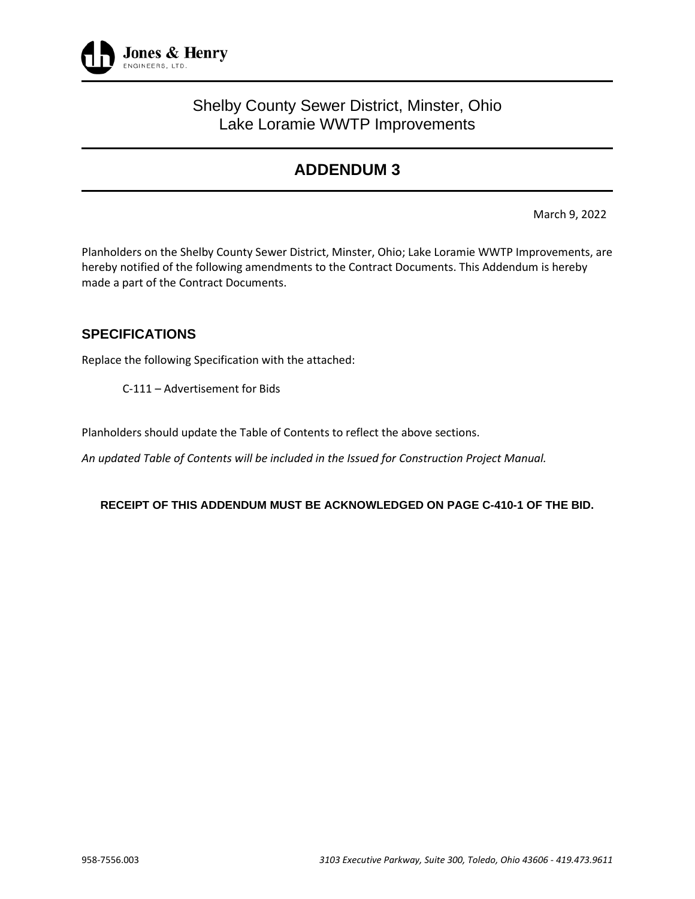Jones & Henry
ENGINEERS, LTD.

Shelby County Sewer District, Minster, Ohio
Lake Loramie WWTP Improvements

# ADDENDUM 3

March 9, 2022

Planholders on the Shelby County Sewer District, Minster, Ohio; Lake Loramie WWTP Improvements, are hereby notified of the following amendments to the Contract Documents. This Addendum is hereby made a part of the Contract Documents.

## SPECIFICATIONS

Replace the following Specification with the attached:

C-111 – Advertisement for Bids

Planholders should update the Table of Contents to reflect the above sections.

*An updated Table of Contents will be included in the Issued for Construction Project Manual.*

**RECEIPT OF THIS ADDENDUM MUST BE ACKNOWLEDGED ON PAGE C-410-1 OF THE BID.**

958-7556.003

*3103 Executive Parkway, Suite 300, Toledo, Ohio 43606 - 419.473.9611*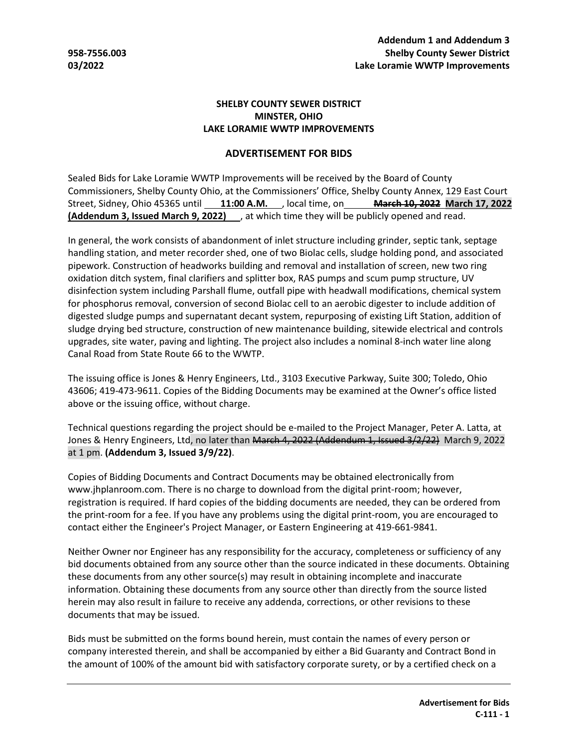**SHELBY COUNTY SEWER DISTRICT**
**MINSTER, OHIO**
**LAKE LORAMIE WWTP IMPROVEMENTS**

## ADVERTISEMENT FOR BIDS

Sealed Bids for Lake Loramie WWTP Improvements will be received by the Board of County Commissioners, Shelby County Ohio, at the Commissioners' Office, Shelby County Annex, 129 East Court Street, Sidney, Ohio 45365 until **11:00 A.M.** , local time, on ~~**March 10, 2022**~~ **March 17, 2022 (Addendum 3, Issued March 9, 2022)** , at which time they will be publicly opened and read.

In general, the work consists of abandonment of inlet structure including grinder, septic tank, septage handling station, and meter recorder shed, one of two Biolac cells, sludge holding pond, and associated pipework. Construction of headworks building and removal and installation of screen, new two ring oxidation ditch system, final clarifiers and splitter box, RAS pumps and scum pump structure, UV disinfection system including Parshall flume, outfall pipe with headwall modifications, chemical system for phosphorus removal, conversion of second Biolac cell to an aerobic digester to include addition of digested sludge pumps and supernatant decant system, repurposing of existing Lift Station, addition of sludge drying bed structure, construction of new maintenance building, sitewide electrical and controls upgrades, site water, paving and lighting. The project also includes a nominal 8-inch water line along Canal Road from State Route 66 to the WWTP.

The issuing office is Jones & Henry Engineers, Ltd., 3103 Executive Parkway, Suite 300; Toledo, Ohio 43606; 419-473-9611. Copies of the Bidding Documents may be examined at the Owner's office listed above or the issuing office, without charge.

Technical questions regarding the project should be e-mailed to the Project Manager, Peter A. Latta, at Jones & Henry Engineers, Ltd, no later than ~~March 4, 2022 (Addendum 1, Issued 3/2/22)~~ March 9, 2022 at 1 pm. **(Addendum 3, Issued 3/9/22)**.

Copies of Bidding Documents and Contract Documents may be obtained electronically from www.jhplanroom.com. There is no charge to download from the digital print-room; however, registration is required. If hard copies of the bidding documents are needed, they can be ordered from the print-room for a fee. If you have any problems using the digital print-room, you are encouraged to contact either the Engineer's Project Manager, or Eastern Engineering at 419-661-9841.

Neither Owner nor Engineer has any responsibility for the accuracy, completeness or sufficiency of any bid documents obtained from any source other than the source indicated in these documents. Obtaining these documents from any other source(s) may result in obtaining incomplete and inaccurate information. Obtaining these documents from any source other than directly from the source listed herein may also result in failure to receive any addenda, corrections, or other revisions to these documents that may be issued.

Bids must be submitted on the forms bound herein, must contain the names of every person or company interested therein, and shall be accompanied by either a Bid Guaranty and Contract Bond in the amount of 100% of the amount bid with satisfactory corporate surety, or by a certified check on a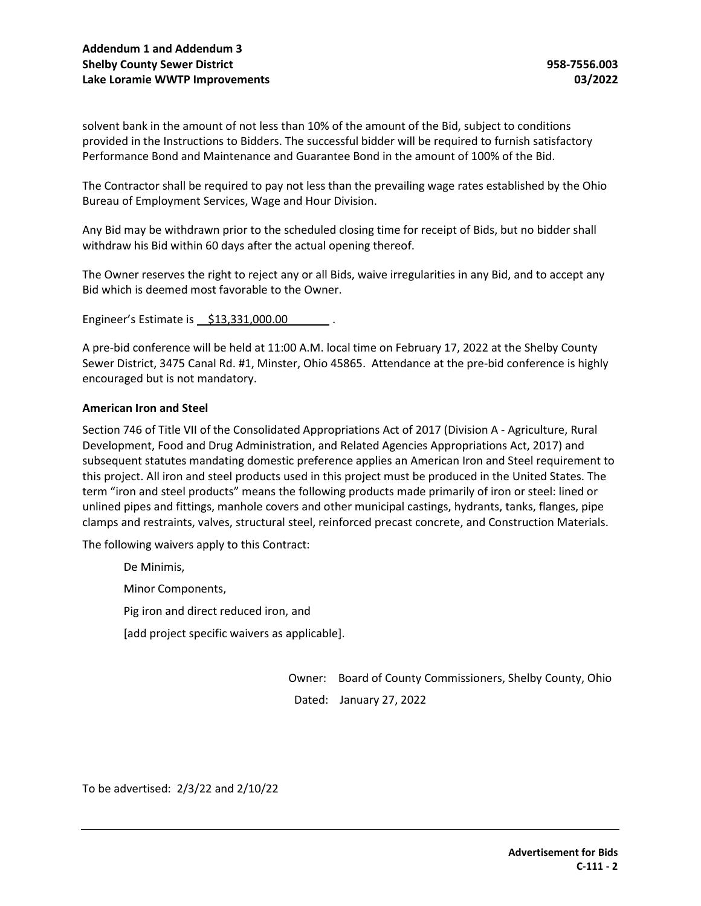solvent bank in the amount of not less than 10% of the amount of the Bid, subject to conditions provided in the Instructions to Bidders. The successful bidder will be required to furnish satisfactory Performance Bond and Maintenance and Guarantee Bond in the amount of 100% of the Bid.

The Contractor shall be required to pay not less than the prevailing wage rates established by the Ohio Bureau of Employment Services, Wage and Hour Division.

Any Bid may be withdrawn prior to the scheduled closing time for receipt of Bids, but no bidder shall withdraw his Bid within 60 days after the actual opening thereof.

The Owner reserves the right to reject any or all Bids, waive irregularities in any Bid, and to accept any Bid which is deemed most favorable to the Owner.

Engineer's Estimate is $13,331,000.00 .

A pre-bid conference will be held at 11:00 A.M. local time on February 17, 2022 at the Shelby County Sewer District, 3475 Canal Rd. #1, Minster, Ohio 45865. Attendance at the pre-bid conference is highly encouraged but is not mandatory.

**American Iron and Steel**

Section 746 of Title VII of the Consolidated Appropriations Act of 2017 (Division A - Agriculture, Rural Development, Food and Drug Administration, and Related Agencies Appropriations Act, 2017) and subsequent statutes mandating domestic preference applies an American Iron and Steel requirement to this project. All iron and steel products used in this project must be produced in the United States. The term "iron and steel products" means the following products made primarily of iron or steel: lined or unlined pipes and fittings, manhole covers and other municipal castings, hydrants, tanks, flanges, pipe clamps and restraints, valves, structural steel, reinforced precast concrete, and Construction Materials.

The following waivers apply to this Contract:

De Minimis,

Minor Components,

Pig iron and direct reduced iron, and

[add project specific waivers as applicable].

Owner: Board of County Commissioners, Shelby County, Ohio

Dated: January 27, 2022

To be advertised: 2/3/22 and 2/10/22